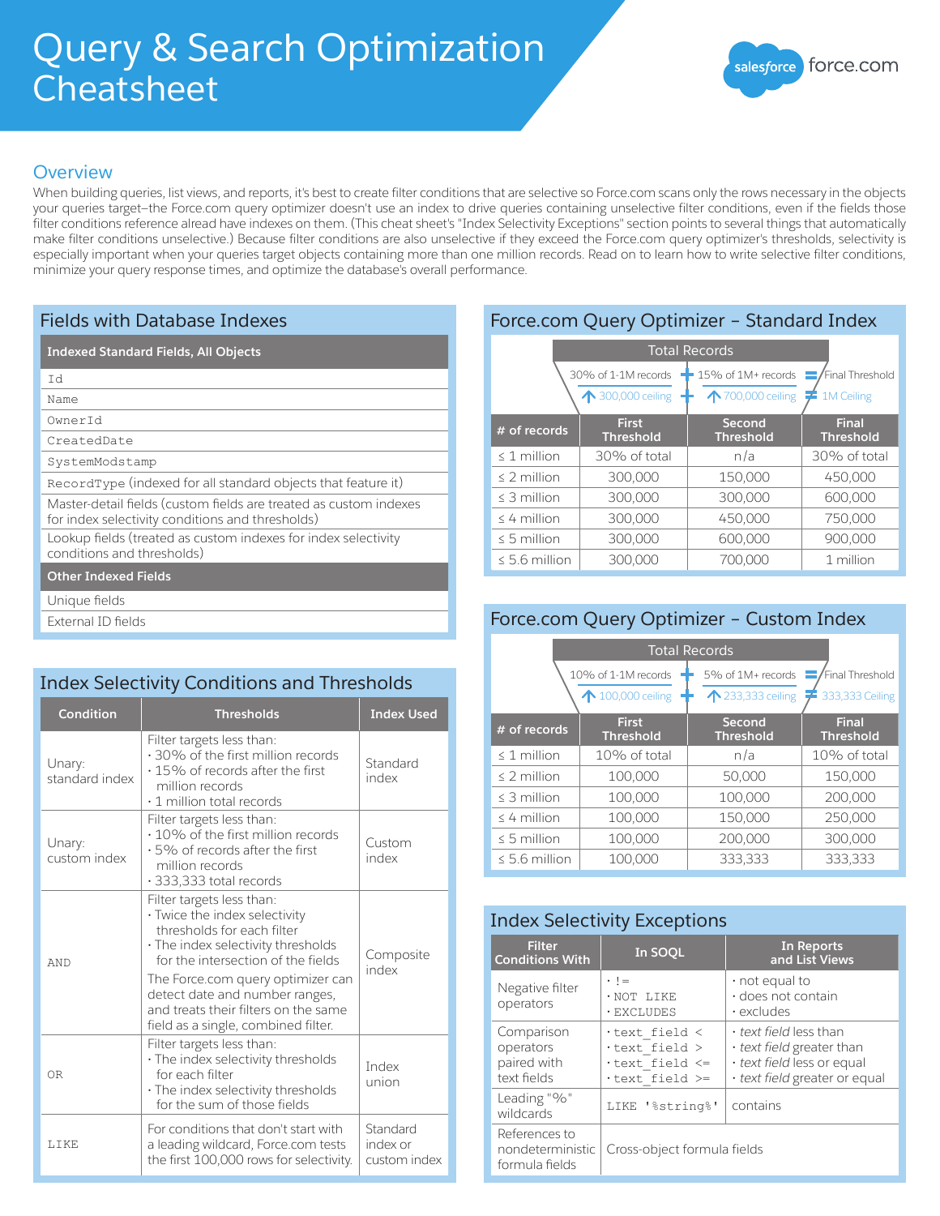# Query & Search Optimization Cheatsheet

salesforce force.com

## Overview

When building queries, list views, and reports, it's best to create filter conditions that are selective so Force.com scans only the rows necessary in the objects your queries target–the Force.com query optimizer doesn't use an index to drive queries containing unselective filter conditions, even if the fields those filter conditions reference alread have indexes on them. (This cheat sheet's "Index Selectivity Exceptions" section points to several things that automatically make filter conditions unselective.) Because filter conditions are also unselective if they exceed the Force.com query optimizer's thresholds, selectivity is especially important when your queries target objects containing more than one million records. Read on to learn how to write selective filter conditions, minimize your query response times, and optimize the database's overall performance.

## Fields with Database Indexes

| Indexed Standard Fields, All Objects |
|---|
| `Id` |
| `Name` |
| `OwnerId` |
| `CreatedDate` |
| `SystemModstamp` |
| `RecordType` (indexed for all standard objects that feature it) |
| Master-detail fields (custom fields are treated as custom indexes for index selectivity conditions and thresholds) |
| Lookup fields (treated as custom indexes for index selectivity conditions and thresholds) |
| **Other Indexed Fields** |
| Unique fields |
| External ID fields |

## Index Selectivity Conditions and Thresholds

| Condition | Thresholds | Index Used |
|---|---|---|
| Unary: standard index | Filter targets less than: · 30% of the first million records · 15% of records after the first million records · 1 million total records | Standard index |
| Unary: custom index | Filter targets less than: · 10% of the first million records · 5% of records after the first million records · 333,333 total records | Custom index |
| AND | Filter targets less than: · Twice the index selectivity thresholds for each filter · The index selectivity thresholds for the intersection of the fields. The Force.com query optimizer can detect date and number ranges, and treats their filters on the same field as a single, combined filter. | Composite index |
| OR | Filter targets less than: · The index selectivity thresholds for each filter · The index selectivity thresholds for the sum of those fields | Index union |
| LIKE | For conditions that don't start with a leading wildcard, Force.com tests the first 100,000 rows for selectivity. | Standard index or custom index |

## Force.com Query Optimizer – Standard Index

Total Records: 30% of 1-1M records (↑ 300,000 ceiling) + 15% of 1M+ records (↑ 700,000 ceiling) = Final Threshold (1M Ceiling)

| # of records | First Threshold | Second Threshold | Final Threshold |
|---|---|---|---|
| ≤ 1 million | 30% of total | n/a | 30% of total |
| ≤ 2 million | 300,000 | 150,000 | 450,000 |
| ≤ 3 million | 300,000 | 300,000 | 600,000 |
| ≤ 4 million | 300,000 | 450,000 | 750,000 |
| ≤ 5 million | 300,000 | 600,000 | 900,000 |
| ≤ 5.6 million | 300,000 | 700,000 | 1 million |

## Force.com Query Optimizer – Custom Index

Total Records: 10% of 1-1M records (↑ 100,000 ceiling) + 5% of 1M+ records (↑ 233,333 ceiling) = Final Threshold (333,333 Ceiling)

| # of records | First Threshold | Second Threshold | Final Threshold |
|---|---|---|---|
| ≤ 1 million | 10% of total | n/a | 10% of total |
| ≤ 2 million | 100,000 | 50,000 | 150,000 |
| ≤ 3 million | 100,000 | 100,000 | 200,000 |
| ≤ 4 million | 100,000 | 150,000 | 250,000 |
| ≤ 5 million | 100,000 | 200,000 | 300,000 |
| ≤ 5.6 million | 100,000 | 333,333 | 333,333 |

## Index Selectivity Exceptions

| Filter Conditions With | In SOQL | In Reports and List Views |
|---|---|---|
| Negative filter operators | · `!=` · `NOT LIKE` · `EXCLUDES` | · not equal to · does not contain · excludes |
| Comparison operators paired with text fields | · `text_field <` · `text_field >` · `text_field <=` · `text_field >=` | · *text field* less than · *text field* greater than · *text field* less or equal · *text field* greater or equal |
| Leading "%" wildcards | `LIKE '%string%'` | contains |
| References to nondeterministic formula fields | Cross-object formula fields | |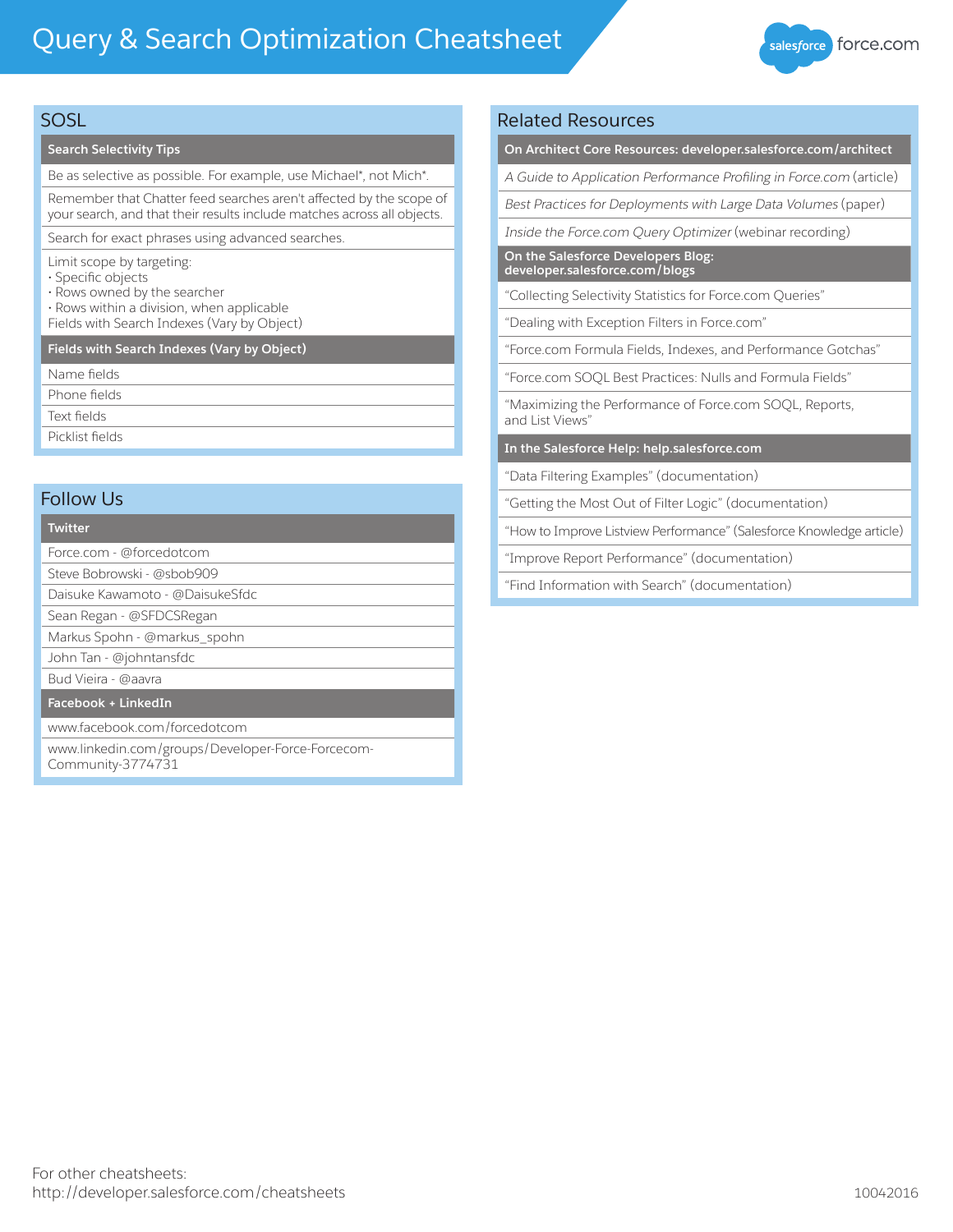# Query & Search Optimization Cheatsheet

## SOSL

### Search Selectivity Tips

- Be as selective as possible. For example, use Michael*, not Mich*.
- Remember that Chatter feed searches aren't affected by the scope of your search, and that their results include matches across all objects.
- Search for exact phrases using advanced searches.
- Limit scope by targeting:
  - Specific objects
  - Rows owned by the searcher
  - Rows within a division, when applicable

Fields with Search Indexes (Vary by Object)

### Fields with Search Indexes (Vary by Object)

- Name fields
- Phone fields
- Text fields
- Picklist fields

## Follow Us

### Twitter

- Force.com - @forcedotcom
- Steve Bobrowski - @sbob909
- Daisuke Kawamoto - @DaisukeSfdc
- Sean Regan - @SFDCSRegan
- Markus Spohn - @markus_spohn
- John Tan - @johntansfdc
- Bud Vieira - @aavra

### Facebook + LinkedIn

- www.facebook.com/forcedotcom
- www.linkedin.com/groups/Developer-Force-Forcecom-Community-3774731

## Related Resources

### On Architect Core Resources: developer.salesforce.com/architect

- *A Guide to Application Performance Profiling in Force.com* (article)
- *Best Practices for Deployments with Large Data Volumes* (paper)
- *Inside the Force.com Query Optimizer* (webinar recording)

### On the Salesforce Developers Blog: developer.salesforce.com/blogs

- "Collecting Selectivity Statistics for Force.com Queries"
- "Dealing with Exception Filters in Force.com"
- "Force.com Formula Fields, Indexes, and Performance Gotchas"
- "Force.com SOQL Best Practices: Nulls and Formula Fields"
- "Maximizing the Performance of Force.com SOQL, Reports, and List Views"

### In the Salesforce Help: help.salesforce.com

- "Data Filtering Examples" (documentation)
- "Getting the Most Out of Filter Logic" (documentation)
- "How to Improve Listview Performance" (Salesforce Knowledge article)
- "Improve Report Performance" (documentation)
- "Find Information with Search" (documentation)

For other cheatsheets:
http://developer.salesforce.com/cheatsheets

10042016